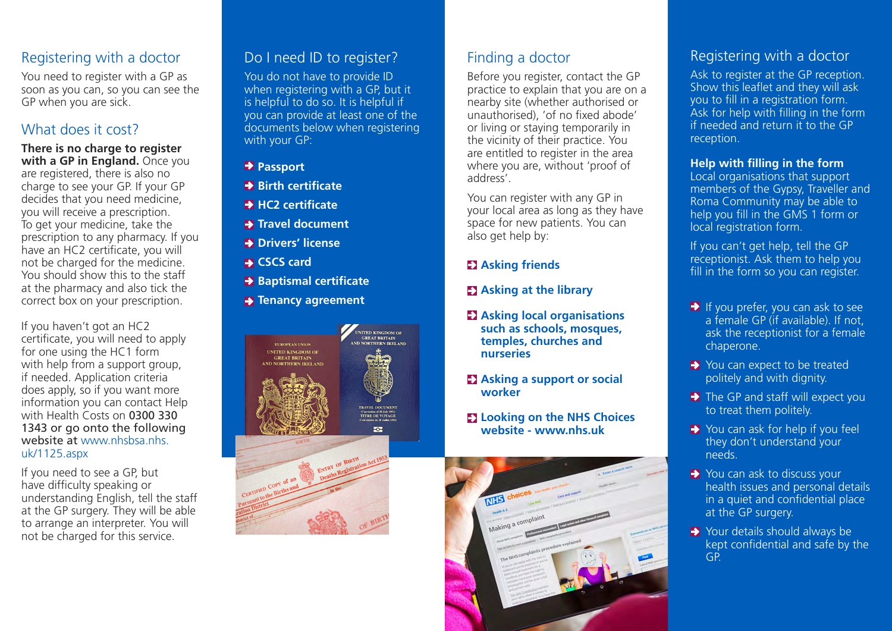## Registering with a doctor

You need to register with a GP as soon as you can, so you can see the GP when you are sick.

## What does it cost?

**There is no charge to register with a GP in England.** Once you are registered, there is also no charge to see your GP. If your GP decides that you need medicine, you will receive a prescription. To get your medicine, take the prescription to any pharmacy. If you have an HC2 certificate, you will not be charged for the medicine. You should show this to the staff at the pharmacy and also tick the correct box on your prescription.

If you haven't got an HC2 certificate, you will need to apply for one using the HC1 form with help from a support group, if needed. Application criteria does apply, so if you want more information you can contact Help with Health Costs on 0300 330 1343 or go onto the following website at www.nhsbsa.nhs.uk/1125.aspx

If you need to see a GP, but have difficulty speaking or understanding English, tell the staff at the GP surgery. They will be able to arrange an interpreter. You will not be charged for this service.

## Do I need ID to register?

You do not have to provide ID when registering with a GP, but it is helpful to do so. It is helpful if you can provide at least one of the documents below when registering with your GP:

- **Passport**
- **Birth certificate**
- **HC2 certificate**
- **Travel document**
- **Drivers' license**
- **CSCS card**
- **Baptismal certificate**
- **Tenancy agreement**

## Finding a doctor

Before you register, contact the GP practice to explain that you are on a nearby site (whether authorised or unauthorised), 'of no fixed abode' or living or staying temporarily in the vicinity of their practice. You are entitled to register in the area where you are, without 'proof of address'.

You can register with any GP in your local area as long as they have space for new patients. You can also get help by:

- **Asking friends**
- **Asking at the library**
- **Asking local organisations such as schools, mosques, temples, churches and nurseries**
- **Asking a support or social worker**
- **Looking on the NHS Choices website - www.nhs.uk**

## Registering with a doctor

Ask to register at the GP reception. Show this leaflet and they will ask you to fill in a registration form. Ask for help with filling in the form if needed and return it to the GP reception.

**Help with filling in the form**
Local organisations that support members of the Gypsy, Traveller and Roma Community may be able to help you fill in the GMS 1 form or local registration form.

If you can't get help, tell the GP receptionist. Ask them to help you fill in the form so you can register.

- If you prefer, you can ask to see a female GP (if available). If not, ask the receptionist for a female chaperone.
- You can expect to be treated politely and with dignity.
- The GP and staff will expect you to treat them politely.
- You can ask for help if you feel they don't understand your needs.
- You can ask to discuss your health issues and personal details in a quiet and confidential place at the GP surgery.
- Your details should always be kept confidential and safe by the GP.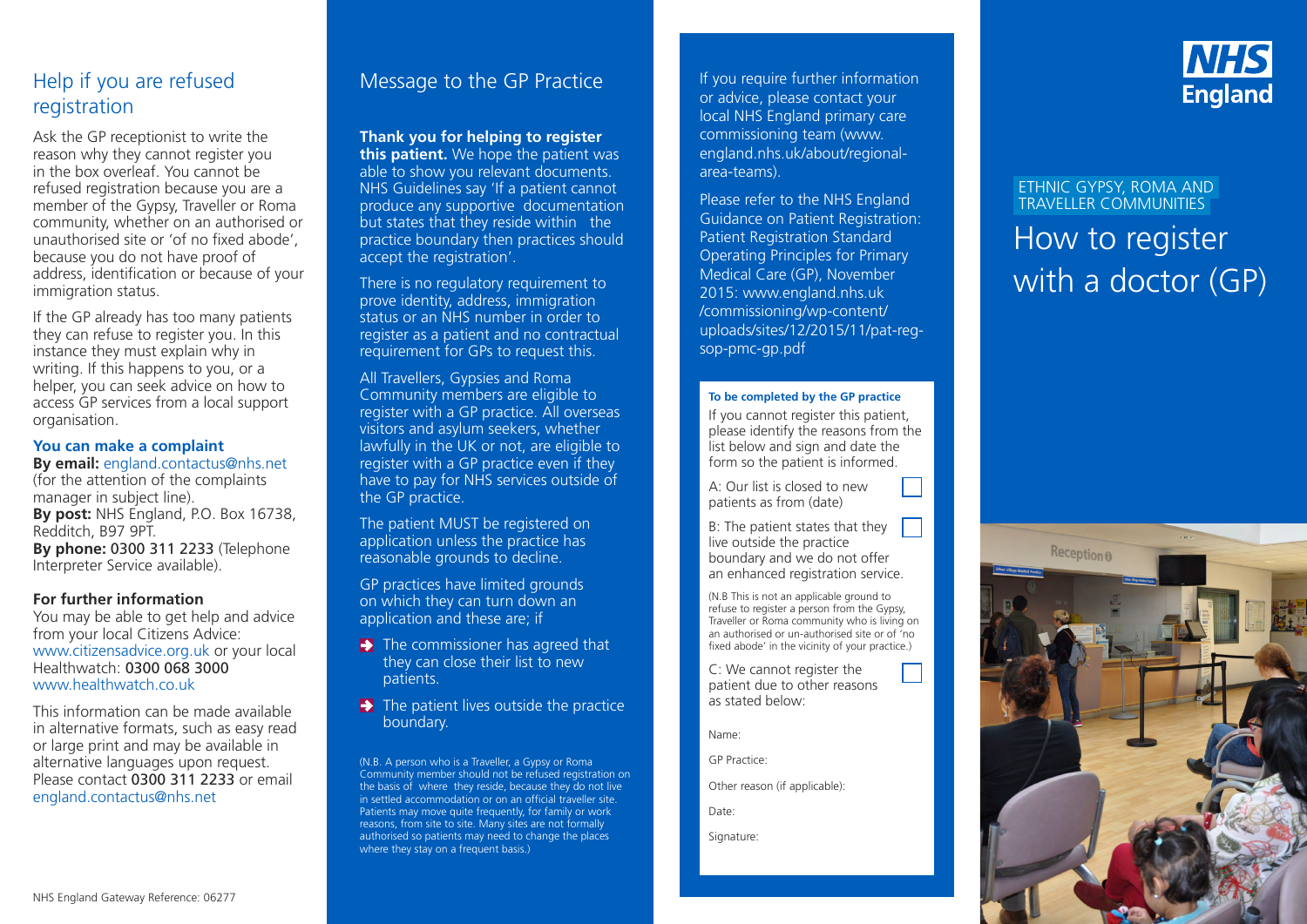## Help if you are refused registration

Ask the GP receptionist to write the reason why they cannot register you in the box overleaf. You cannot be refused registration because you are a member of the Gypsy, Traveller or Roma community, whether on an authorised or unauthorised site or 'of no fixed abode', because you do not have proof of address, identification or because of your immigration status.

If the GP already has too many patients they can refuse to register you. In this instance they must explain why in writing. If this happens to you, or a helper, you can seek advice on how to access GP services from a local support organisation.

**You can make a complaint**

**By email:** england.contactus@nhs.net (for the attention of the complaints manager in subject line).
**By post:** NHS England, P.O. Box 16738, Redditch, B97 9PT.
**By phone:** 0300 311 2233 (Telephone Interpreter Service available).

**For further information**

You may be able to get help and advice from your local Citizens Advice: www.citizensadvice.org.uk or your local Healthwatch: 0300 068 3000 www.healthwatch.co.uk

This information can be made available in alternative formats, such as easy read or large print and may be available in alternative languages upon request. Please contact 0300 311 2233 or email england.contactus@nhs.net

NHS England Gateway Reference: 06277

## Message to the GP Practice

**Thank you for helping to register this patient.** We hope the patient was able to show you relevant documents. NHS Guidelines say 'If a patient cannot produce any supportive documentation but states that they reside within the practice boundary then practices should accept the registration'.

There is no regulatory requirement to prove identity, address, immigration status or an NHS number in order to register as a patient and no contractual requirement for GPs to request this.

All Travellers, Gypsies and Roma Community members are eligible to register with a GP practice. All overseas visitors and asylum seekers, whether lawfully in the UK or not, are eligible to register with a GP practice even if they have to pay for NHS services outside of the GP practice.

The patient MUST be registered on application unless the practice has reasonable grounds to decline.

GP practices have limited grounds on which they can turn down an application and these are; if

- The commissioner has agreed that they can close their list to new patients.
- The patient lives outside the practice boundary.

(N.B. A person who is a Traveller, a Gypsy or Roma Community member should not be refused registration on the basis of where they reside, because they do not live in settled accommodation or on an official traveller site. Patients may move quite frequently, for family or work reasons, from site to site. Many sites are not formally authorised so patients may need to change the places where they stay on a frequent basis.)

If you require further information or advice, please contact your local NHS England primary care commissioning team (www.england.nhs.uk/about/regional-area-teams).

Please refer to the NHS England Guidance on Patient Registration: Patient Registration Standard Operating Principles for Primary Medical Care (GP), November 2015: www.england.nhs.uk/commissioning/wp-content/uploads/sites/12/2015/11/pat-reg-sop-pmc-gp.pdf

**To be completed by the GP practice**

If you cannot register this patient, please identify the reasons from the list below and sign and date the form so the patient is informed.

A: Our list is closed to new patients as from (date) ☐

B: The patient states that they live outside the practice boundary and we do not offer an enhanced registration service. ☐

(N.B This is not an applicable ground to refuse to register a person from the Gypsy, Traveller or Roma community who is living on an authorised or un-authorised site or of 'no fixed abode' in the vicinity of your practice.)

C: We cannot register the patient due to other reasons as stated below: ☐

Name:

GP Practice:

Other reason (if applicable):

Date:

Signature:

NHS England

ETHNIC GYPSY, ROMA AND TRAVELLER COMMUNITIES

# How to register with a doctor (GP)